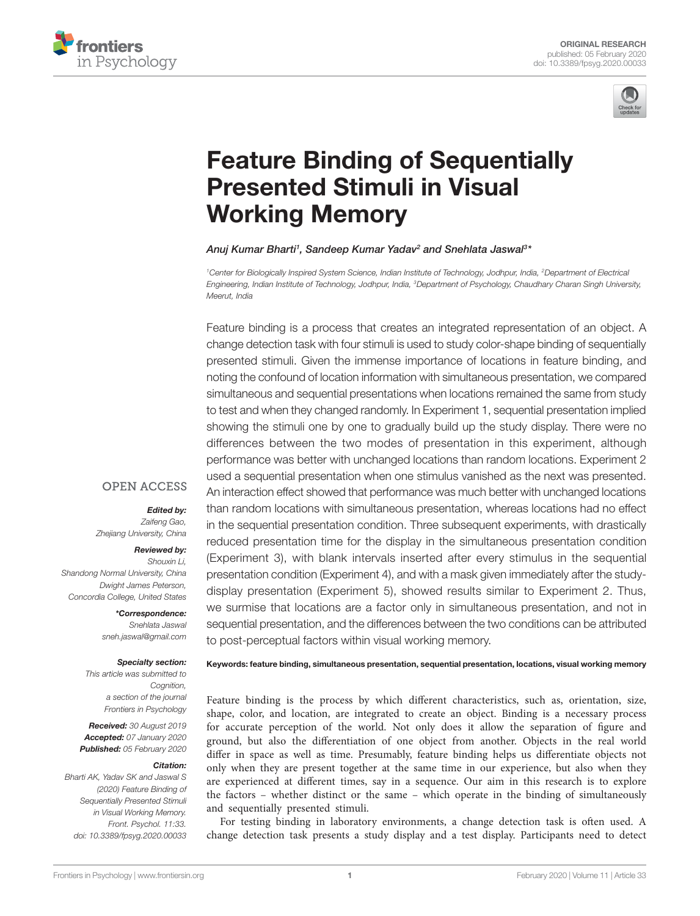ORIGINAL RESEARCH
published: 05 February 2020
doi: 10.3389/fpsyg.2020.00033

# Feature Binding of Sequentially Presented Stimuli in Visual Working Memory

*Anuj Kumar Bharti[1], Sandeep Kumar Yadav[2] and Snehlata Jaswal[3]**

[1] Center for Biologically Inspired System Science, Indian Institute of Technology, Jodhpur, India, [2] Department of Electrical Engineering, Indian Institute of Technology, Jodhpur, India, [3] Department of Psychology, Chaudhary Charan Singh University, Meerut, India

Feature binding is a process that creates an integrated representation of an object. A change detection task with four stimuli is used to study color-shape binding of sequentially presented stimuli. Given the immense importance of locations in feature binding, and noting the confound of location information with simultaneous presentation, we compared simultaneous and sequential presentations when locations remained the same from study to test and when they changed randomly. In Experiment 1, sequential presentation implied showing the stimuli one by one to gradually build up the study display. There were no differences between the two modes of presentation in this experiment, although performance was better with unchanged locations than random locations. Experiment 2 used a sequential presentation when one stimulus vanished as the next was presented. An interaction effect showed that performance was much better with unchanged locations than random locations with simultaneous presentation, whereas locations had no effect in the sequential presentation condition. Three subsequent experiments, with drastically reduced presentation time for the display in the simultaneous presentation condition (Experiment 3), with blank intervals inserted after every stimulus in the sequential presentation condition (Experiment 4), and with a mask given immediately after the study-display presentation (Experiment 5), showed results similar to Experiment 2. Thus, we surmise that locations are a factor only in simultaneous presentation, and not in sequential presentation, and the differences between the two conditions can be attributed to post-perceptual factors within visual working memory.

**Keywords: feature binding, simultaneous presentation, sequential presentation, locations, visual working memory**

OPEN ACCESS

***Edited by:***
*Zaifeng Gao,*
*Zhejiang University, China*

***Reviewed by:***
*Shouxin Li,*
*Shandong Normal University, China*
*Dwight James Peterson,*
*Concordia College, United States*

***\*Correspondence:***
*Snehlata Jaswal*
*sneh.jaswal@gmail.com*

***Specialty section:***
*This article was submitted to Cognition, a section of the journal Frontiers in Psychology*

***Received:*** *30 August 2019*
***Accepted:*** *07 January 2020*
***Published:*** *05 February 2020*

***Citation:***
*Bharti AK, Yadav SK and Jaswal S (2020) Feature Binding of Sequentially Presented Stimuli in Visual Working Memory. Front. Psychol. 11:33. doi: 10.3389/fpsyg.2020.00033*

Feature binding is the process by which different characteristics, such as, orientation, size, shape, color, and location, are integrated to create an object. Binding is a necessary process for accurate perception of the world. Not only does it allow the separation of figure and ground, but also the differentiation of one object from another. Objects in the real world differ in space as well as time. Presumably, feature binding helps us differentiate objects not only when they are present together at the same time in our experience, but also when they are experienced at different times, say in a sequence. Our aim in this research is to explore the factors – whether distinct or the same – which operate in the binding of simultaneously and sequentially presented stimuli.

For testing binding in laboratory environments, a change detection task is often used. A change detection task presents a study display and a test display. Participants need to detect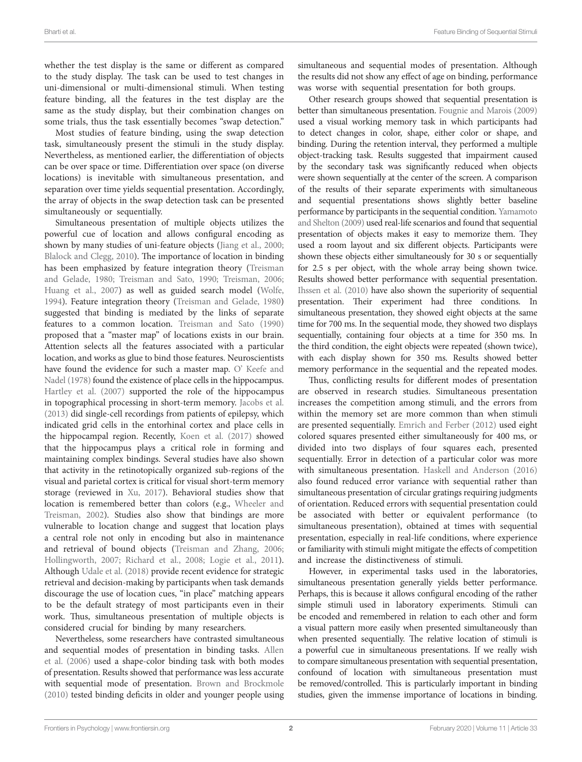whether the test display is the same or different as compared to the study display. The task can be used to test changes in uni-dimensional or multi-dimensional stimuli. When testing feature binding, all the features in the test display are the same as the study display, but their combination changes on some trials, thus the task essentially becomes "swap detection."

Most studies of feature binding, using the swap detection task, simultaneously present the stimuli in the study display. Nevertheless, as mentioned earlier, the differentiation of objects can be over space or time. Differentiation over space (on diverse locations) is inevitable with simultaneous presentation, and separation over time yields sequential presentation. Accordingly, the array of objects in the swap detection task can be presented simultaneously or sequentially.

Simultaneous presentation of multiple objects utilizes the powerful cue of location and allows configural encoding as shown by many studies of uni-feature objects (Jiang et al., 2000; Blalock and Clegg, 2010). The importance of location in binding has been emphasized by feature integration theory (Treisman and Gelade, 1980; Treisman and Sato, 1990; Treisman, 2006; Huang et al., 2007) as well as guided search model (Wolfe, 1994). Feature integration theory (Treisman and Gelade, 1980) suggested that binding is mediated by the links of separate features to a common location. Treisman and Sato (1990) proposed that a "master map" of locations exists in our brain. Attention selects all the features associated with a particular location, and works as glue to bind those features. Neuroscientists have found the evidence for such a master map. O' Keefe and Nadel (1978) found the existence of place cells in the hippocampus. Hartley et al. (2007) supported the role of the hippocampus in topographical processing in short-term memory. Jacobs et al. (2013) did single-cell recordings from patients of epilepsy, which indicated grid cells in the entorhinal cortex and place cells in the hippocampal region. Recently, Koen et al. (2017) showed that the hippocampus plays a critical role in forming and maintaining complex bindings. Several studies have also shown that activity in the retinotopically organized sub-regions of the visual and parietal cortex is critical for visual short-term memory storage (reviewed in Xu, 2017). Behavioral studies show that location is remembered better than colors (e.g., Wheeler and Treisman, 2002). Studies also show that bindings are more vulnerable to location change and suggest that location plays a central role not only in encoding but also in maintenance and retrieval of bound objects (Treisman and Zhang, 2006; Hollingworth, 2007; Richard et al., 2008; Logie et al., 2011). Although Udale et al. (2018) provide recent evidence for strategic retrieval and decision-making by participants when task demands discourage the use of location cues, "in place" matching appears to be the default strategy of most participants even in their work. Thus, simultaneous presentation of multiple objects is considered crucial for binding by many researchers.

Nevertheless, some researchers have contrasted simultaneous and sequential modes of presentation in binding tasks. Allen et al. (2006) used a shape-color binding task with both modes of presentation. Results showed that performance was less accurate with sequential mode of presentation. Brown and Brockmole (2010) tested binding deficits in older and younger people using simultaneous and sequential modes of presentation. Although the results did not show any effect of age on binding, performance was worse with sequential presentation for both groups.

Other research groups showed that sequential presentation is better than simultaneous presentation. Fougnie and Marois (2009) used a visual working memory task in which participants had to detect changes in color, shape, either color or shape, and binding. During the retention interval, they performed a multiple object-tracking task. Results suggested that impairment caused by the secondary task was significantly reduced when objects were shown sequentially at the center of the screen. A comparison of the results of their separate experiments with simultaneous and sequential presentations shows slightly better baseline performance by participants in the sequential condition. Yamamoto and Shelton (2009) used real-life scenarios and found that sequential presentation of objects makes it easy to memorize them. They used a room layout and six different objects. Participants were shown these objects either simultaneously for 30 s or sequentially for 2.5 s per object, with the whole array being shown twice. Results showed better performance with sequential presentation. Ihssen et al. (2010) have also shown the superiority of sequential presentation. Their experiment had three conditions. In simultaneous presentation, they showed eight objects at the same time for 700 ms. In the sequential mode, they showed two displays sequentially, containing four objects at a time for 350 ms. In the third condition, the eight objects were repeated (shown twice), with each display shown for 350 ms. Results showed better memory performance in the sequential and the repeated modes.

Thus, conflicting results for different modes of presentation are observed in research studies. Simultaneous presentation increases the competition among stimuli, and the errors from within the memory set are more common than when stimuli are presented sequentially. Emrich and Ferber (2012) used eight colored squares presented either simultaneously for 400 ms, or divided into two displays of four squares each, presented sequentially. Error in detection of a particular color was more with simultaneous presentation. Haskell and Anderson (2016) also found reduced error variance with sequential rather than simultaneous presentation of circular gratings requiring judgments of orientation. Reduced errors with sequential presentation could be associated with better or equivalent performance (to simultaneous presentation), obtained at times with sequential presentation, especially in real-life conditions, where experience or familiarity with stimuli might mitigate the effects of competition and increase the distinctiveness of stimuli.

However, in experimental tasks used in the laboratories, simultaneous presentation generally yields better performance. Perhaps, this is because it allows configural encoding of the rather simple stimuli used in laboratory experiments. Stimuli can be encoded and remembered in relation to each other and form a visual pattern more easily when presented simultaneously than when presented sequentially. The relative location of stimuli is a powerful cue in simultaneous presentations. If we really wish to compare simultaneous presentation with sequential presentation, confound of location with simultaneous presentation must be removed/controlled. This is particularly important in binding studies, given the immense importance of locations in binding.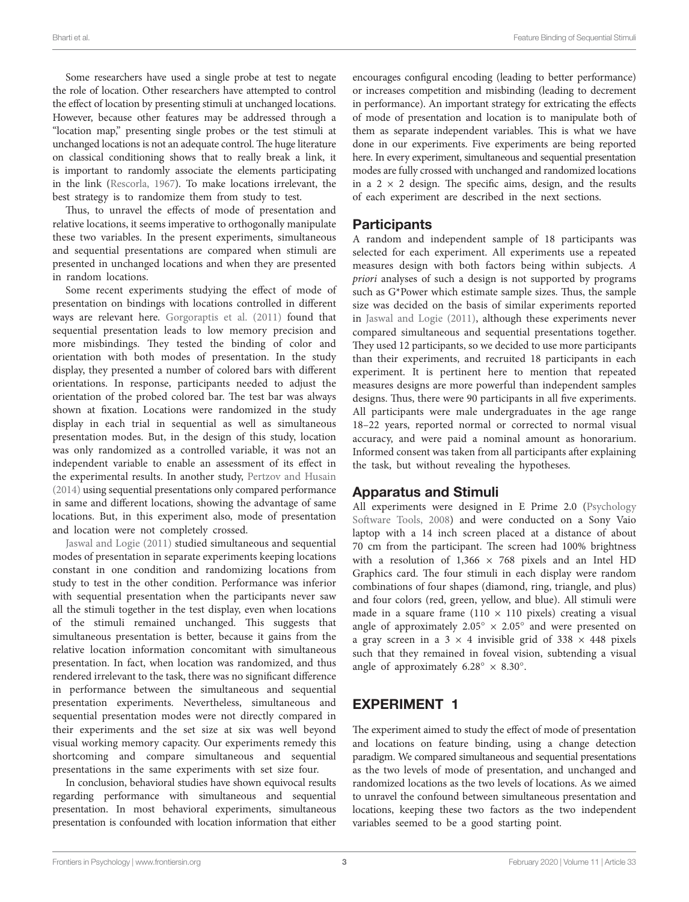Some researchers have used a single probe at test to negate the role of location. Other researchers have attempted to control the effect of location by presenting stimuli at unchanged locations. However, because other features may be addressed through a "location map," presenting single probes or the test stimuli at unchanged locations is not an adequate control. The huge literature on classical conditioning shows that to really break a link, it is important to randomly associate the elements participating in the link (Rescorla, 1967). To make locations irrelevant, the best strategy is to randomize them from study to test.

Thus, to unravel the effects of mode of presentation and relative locations, it seems imperative to orthogonally manipulate these two variables. In the present experiments, simultaneous and sequential presentations are compared when stimuli are presented in unchanged locations and when they are presented in random locations.

Some recent experiments studying the effect of mode of presentation on bindings with locations controlled in different ways are relevant here. Gorgoraptis et al. (2011) found that sequential presentation leads to low memory precision and more misbindings. They tested the binding of color and orientation with both modes of presentation. In the study display, they presented a number of colored bars with different orientations. In response, participants needed to adjust the orientation of the probed colored bar. The test bar was always shown at fixation. Locations were randomized in the study display in each trial in sequential as well as simultaneous presentation modes. But, in the design of this study, location was only randomized as a controlled variable, it was not an independent variable to enable an assessment of its effect in the experimental results. In another study, Pertzov and Husain (2014) using sequential presentations only compared performance in same and different locations, showing the advantage of same locations. But, in this experiment also, mode of presentation and location were not completely crossed.

Jaswal and Logie (2011) studied simultaneous and sequential modes of presentation in separate experiments keeping locations constant in one condition and randomizing locations from study to test in the other condition. Performance was inferior with sequential presentation when the participants never saw all the stimuli together in the test display, even when locations of the stimuli remained unchanged. This suggests that simultaneous presentation is better, because it gains from the relative location information concomitant with simultaneous presentation. In fact, when location was randomized, and thus rendered irrelevant to the task, there was no significant difference in performance between the simultaneous and sequential presentation experiments. Nevertheless, simultaneous and sequential presentation modes were not directly compared in their experiments and the set size at six was well beyond visual working memory capacity. Our experiments remedy this shortcoming and compare simultaneous and sequential presentations in the same experiments with set size four.

In conclusion, behavioral studies have shown equivocal results regarding performance with simultaneous and sequential presentation. In most behavioral experiments, simultaneous presentation is confounded with location information that either encourages configural encoding (leading to better performance) or increases competition and misbinding (leading to decrement in performance). An important strategy for extricating the effects of mode of presentation and location is to manipulate both of them as separate independent variables. This is what we have done in our experiments. Five experiments are being reported here. In every experiment, simultaneous and sequential presentation modes are fully crossed with unchanged and randomized locations in a $2 \times 2$ design. The specific aims, design, and the results of each experiment are described in the next sections.

## Participants

A random and independent sample of 18 participants was selected for each experiment. All experiments use a repeated measures design with both factors being within subjects. *A priori* analyses of such a design is not supported by programs such as G*Power which estimate sample sizes. Thus, the sample size was decided on the basis of similar experiments reported in Jaswal and Logie (2011), although these experiments never compared simultaneous and sequential presentations together. They used 12 participants, so we decided to use more participants than their experiments, and recruited 18 participants in each experiment. It is pertinent here to mention that repeated measures designs are more powerful than independent samples designs. Thus, there were 90 participants in all five experiments. All participants were male undergraduates in the age range 18–22 years, reported normal or corrected to normal visual accuracy, and were paid a nominal amount as honorarium. Informed consent was taken from all participants after explaining the task, but without revealing the hypotheses.

## Apparatus and Stimuli

All experiments were designed in E Prime 2.0 (Psychology Software Tools, 2008) and were conducted on a Sony Vaio laptop with a 14 inch screen placed at a distance of about 70 cm from the participant. The screen had 100% brightness with a resolution of $1,366 \times 768$ pixels and an Intel HD Graphics card. The four stimuli in each display were random combinations of four shapes (diamond, ring, triangle, and plus) and four colors (red, green, yellow, and blue). All stimuli were made in a square frame ($110 \times 110$ pixels) creating a visual angle of approximately $2.05° \times 2.05°$ and were presented on a gray screen in a $3 \times 4$ invisible grid of $338 \times 448$ pixels such that they remained in foveal vision, subtending a visual angle of approximately $6.28° \times 8.30°$.

# EXPERIMENT 1

The experiment aimed to study the effect of mode of presentation and locations on feature binding, using a change detection paradigm. We compared simultaneous and sequential presentations as the two levels of mode of presentation, and unchanged and randomized locations as the two levels of locations. As we aimed to unravel the confound between simultaneous presentation and locations, keeping these two factors as the two independent variables seemed to be a good starting point.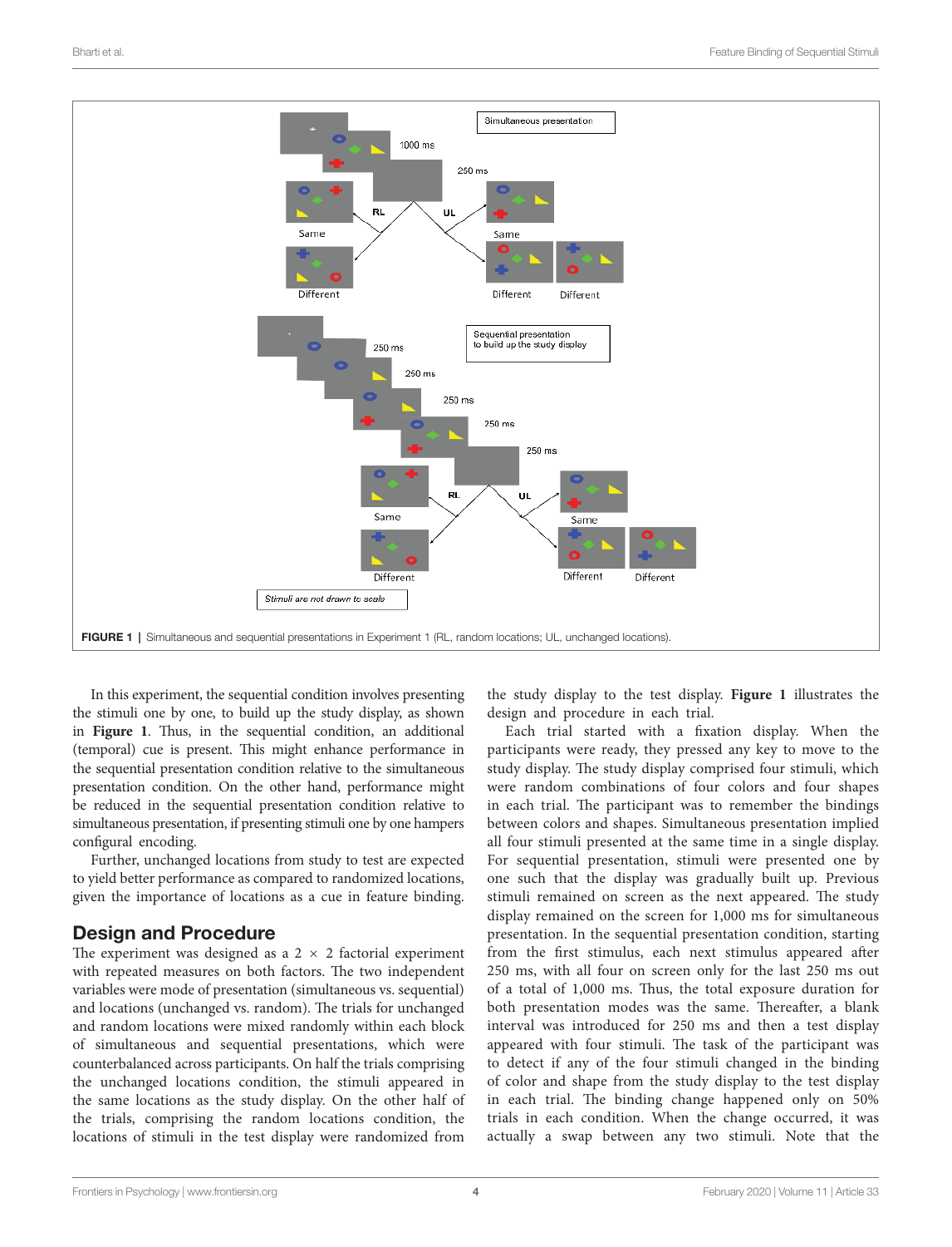**FIGURE 1** | Simultaneous and sequential presentations in Experiment 1 (RL, random locations; UL, unchanged locations).

In this experiment, the sequential condition involves presenting the stimuli one by one, to build up the study display, as shown in **Figure 1**. Thus, in the sequential condition, an additional (temporal) cue is present. This might enhance performance in the sequential presentation condition relative to the simultaneous presentation condition. On the other hand, performance might be reduced in the sequential presentation condition relative to simultaneous presentation, if presenting stimuli one by one hampers configural encoding.

Further, unchanged locations from study to test are expected to yield better performance as compared to randomized locations, given the importance of locations as a cue in feature binding.

## Design and Procedure

The experiment was designed as a 2 × 2 factorial experiment with repeated measures on both factors. The two independent variables were mode of presentation (simultaneous vs. sequential) and locations (unchanged vs. random). The trials for unchanged and random locations were mixed randomly within each block of simultaneous and sequential presentations, which were counterbalanced across participants. On half the trials comprising the unchanged locations condition, the stimuli appeared in the same locations as the study display. On the other half of the trials, comprising the random locations condition, the locations of stimuli in the test display were randomized from the study display to the test display. **Figure 1** illustrates the design and procedure in each trial.

Each trial started with a fixation display. When the participants were ready, they pressed any key to move to the study display. The study display comprised four stimuli, which were random combinations of four colors and four shapes in each trial. The participant was to remember the bindings between colors and shapes. Simultaneous presentation implied all four stimuli presented at the same time in a single display. For sequential presentation, stimuli were presented one by one such that the display was gradually built up. Previous stimuli remained on screen as the next appeared. The study display remained on the screen for 1,000 ms for simultaneous presentation. In the sequential presentation condition, starting from the first stimulus, each next stimulus appeared after 250 ms, with all four on screen only for the last 250 ms out of a total of 1,000 ms. Thus, the total exposure duration for both presentation modes was the same. Thereafter, a blank interval was introduced for 250 ms and then a test display appeared with four stimuli. The task of the participant was to detect if any of the four stimuli changed in the binding of color and shape from the study display to the test display in each trial. The binding change happened only on 50% trials in each condition. When the change occurred, it was actually a swap between any two stimuli. Note that the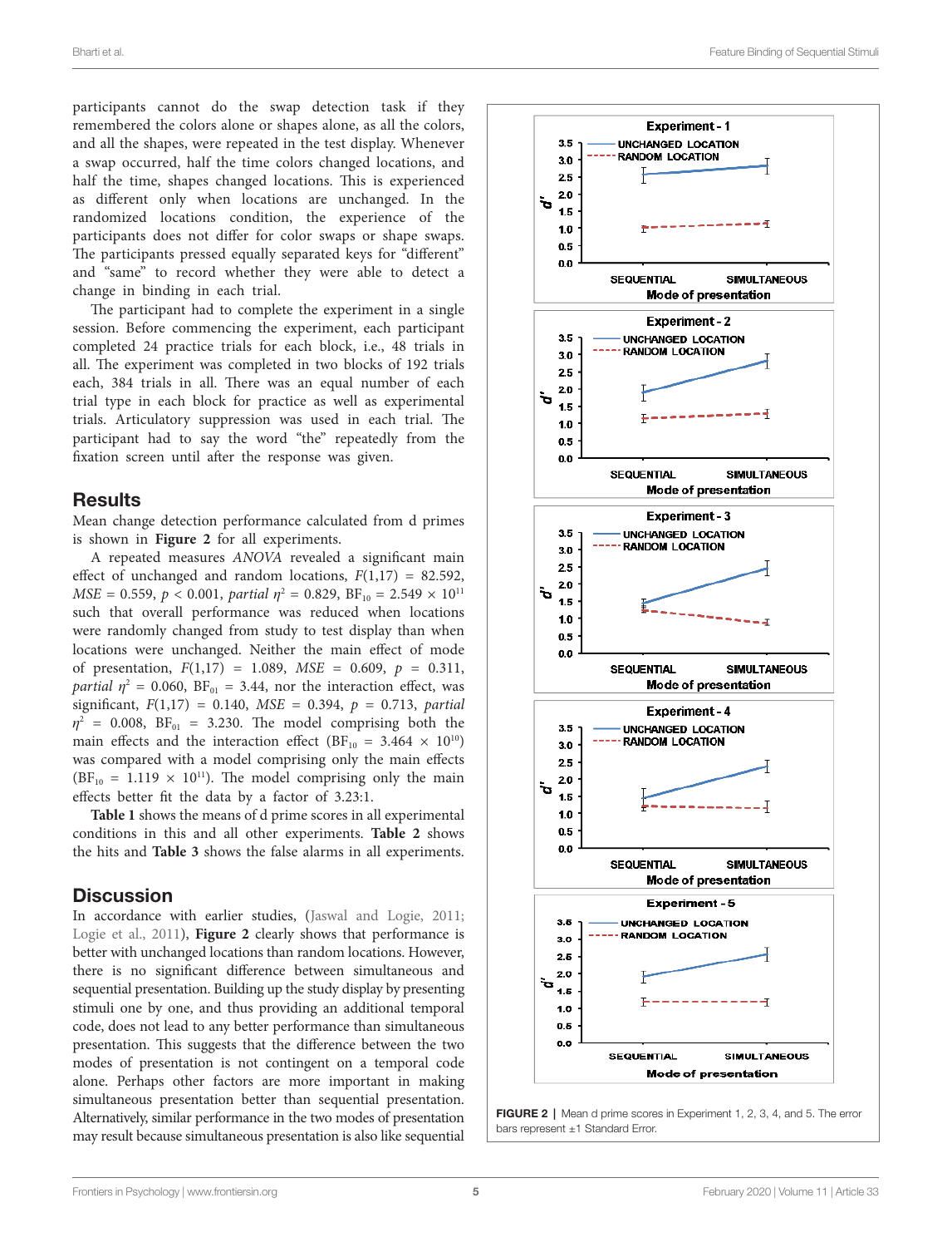participants cannot do the swap detection task if they remembered the colors alone or shapes alone, as all the colors, and all the shapes, were repeated in the test display. Whenever a swap occurred, half the time colors changed locations, and half the time, shapes changed locations. This is experienced as different only when locations are unchanged. In the randomized locations condition, the experience of the participants does not differ for color swaps or shape swaps. The participants pressed equally separated keys for "different" and "same" to record whether they were able to detect a change in binding in each trial.

The participant had to complete the experiment in a single session. Before commencing the experiment, each participant completed 24 practice trials for each block, i.e., 48 trials in all. The experiment was completed in two blocks of 192 trials each, 384 trials in all. There was an equal number of each trial type in each block for practice as well as experimental trials. Articulatory suppression was used in each trial. The participant had to say the word "the" repeatedly from the fixation screen until after the response was given.

## Results

Mean change detection performance calculated from d primes is shown in **Figure 2** for all experiments.

A repeated measures *ANOVA* revealed a significant main effect of unchanged and random locations, $F(1,17) = 82.592$, $MSE = 0.559$, $p < 0.001$, *partial* $\eta^2 = 0.829$, $BF_{10} = 2.549 \times 10^{11}$ such that overall performance was reduced when locations were randomly changed from study to test display than when locations were unchanged. Neither the main effect of mode of presentation, $F(1,17) = 1.089$, $MSE = 0.609$, $p = 0.311$, *partial* $\eta^2 = 0.060$, $BF_{01} = 3.44$, nor the interaction effect, was significant, $F(1,17) = 0.140$, $MSE = 0.394$, $p = 0.713$, *partial* $\eta^2 = 0.008$, $BF_{01} = 3.230$. The model comprising both the main effects and the interaction effect ($BF_{10} = 3.464 \times 10^{10}$) was compared with a model comprising only the main effects ($BF_{10} = 1.119 \times 10^{11}$). The model comprising only the main effects better fit the data by a factor of 3.23:1.

**Table 1** shows the means of d prime scores in all experimental conditions in this and all other experiments. **Table 2** shows the hits and **Table 3** shows the false alarms in all experiments.

## Discussion

In accordance with earlier studies, (Jaswal and Logie, 2011; Logie et al., 2011), **Figure 2** clearly shows that performance is better with unchanged locations than random locations. However, there is no significant difference between simultaneous and sequential presentation. Building up the study display by presenting stimuli one by one, and thus providing an additional temporal code, does not lead to any better performance than simultaneous presentation. This suggests that the difference between the two modes of presentation is not contingent on a temporal code alone. Perhaps other factors are more important in making simultaneous presentation better than sequential presentation. Alternatively, similar performance in the two modes of presentation may result because simultaneous presentation is also like sequential

**FIGURE 2 |** Mean d prime scores in Experiment 1, 2, 3, 4, and 5. The error bars represent ±1 Standard Error.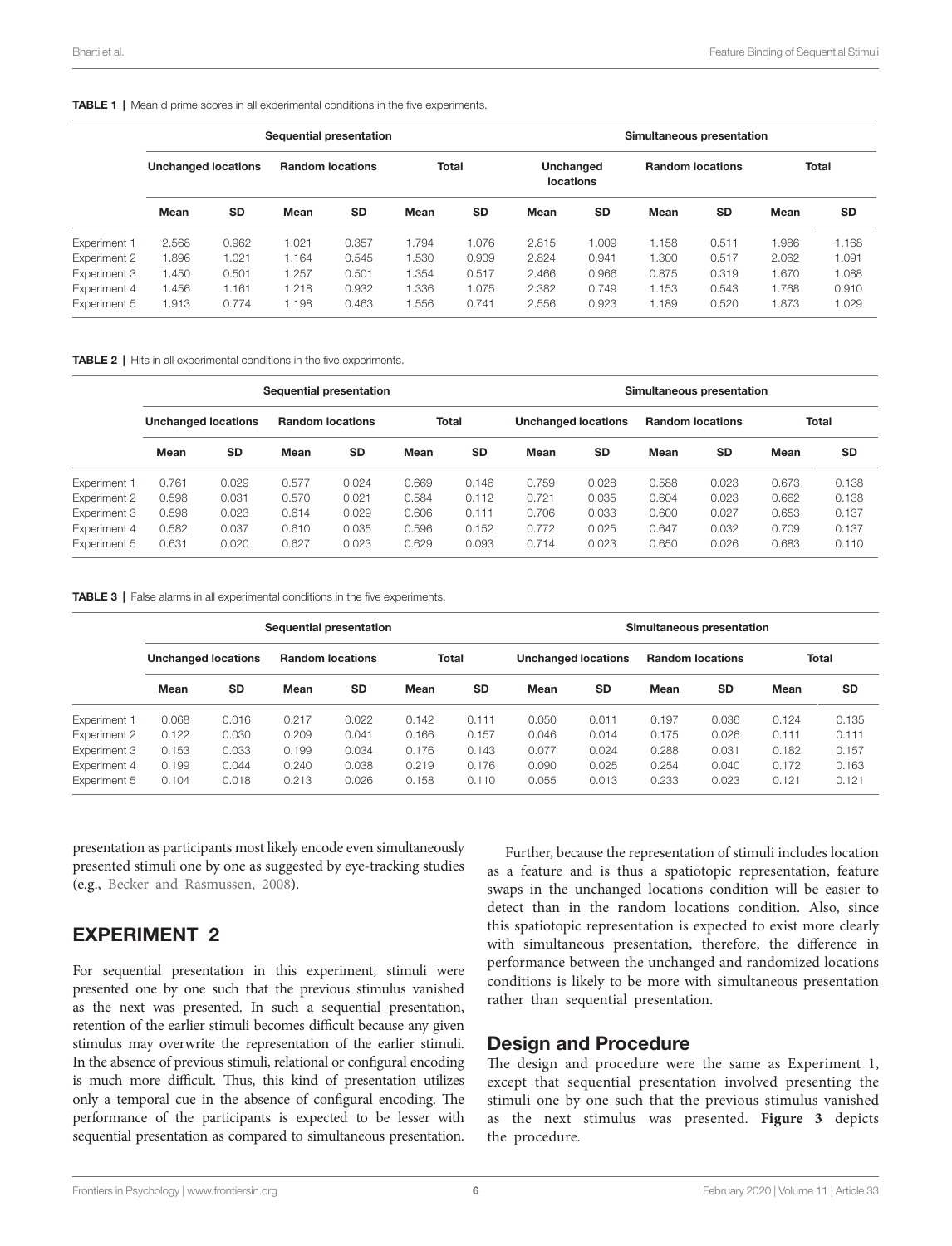**TABLE 1 |** Mean d prime scores in all experimental conditions in the five experiments.

| | Sequential presentation | | | | | | Simultaneous presentation | | | | | |
|---|---|---|---|---|---|---|---|---|---|---|---|---|
| | Unchanged locations | | Random locations | | Total | | Unchanged locations | | Random locations | | Total | |
| | Mean | SD | Mean | SD | Mean | SD | Mean | SD | Mean | SD | Mean | SD |
| Experiment 1 | 2.568 | 0.962 | 1.021 | 0.357 | 1.794 | 1.076 | 2.815 | 1.009 | 1.158 | 0.511 | 1.986 | 1.168 |
| Experiment 2 | 1.896 | 1.021 | 1.164 | 0.545 | 1.530 | 0.909 | 2.824 | 0.941 | 1.300 | 0.517 | 2.062 | 1.091 |
| Experiment 3 | 1.450 | 0.501 | 1.257 | 0.501 | 1.354 | 0.517 | 2.466 | 0.966 | 0.875 | 0.319 | 1.670 | 1.088 |
| Experiment 4 | 1.456 | 1.161 | 1.218 | 0.932 | 1.336 | 1.075 | 2.382 | 0.749 | 1.153 | 0.543 | 1.768 | 0.910 |
| Experiment 5 | 1.913 | 0.774 | 1.198 | 0.463 | 1.556 | 0.741 | 2.556 | 0.923 | 1.189 | 0.520 | 1.873 | 1.029 |

**TABLE 2 |** Hits in all experimental conditions in the five experiments.

| | Sequential presentation | | | | | | Simultaneous presentation | | | | | |
|---|---|---|---|---|---|---|---|---|---|---|---|---|
| | Unchanged locations | | Random locations | | Total | | Unchanged locations | | Random locations | | Total | |
| | Mean | SD | Mean | SD | Mean | SD | Mean | SD | Mean | SD | Mean | SD |
| Experiment 1 | 0.761 | 0.029 | 0.577 | 0.024 | 0.669 | 0.146 | 0.759 | 0.028 | 0.588 | 0.023 | 0.673 | 0.138 |
| Experiment 2 | 0.598 | 0.031 | 0.570 | 0.021 | 0.584 | 0.112 | 0.721 | 0.035 | 0.604 | 0.023 | 0.662 | 0.138 |
| Experiment 3 | 0.598 | 0.023 | 0.614 | 0.029 | 0.606 | 0.111 | 0.706 | 0.033 | 0.600 | 0.027 | 0.653 | 0.137 |
| Experiment 4 | 0.582 | 0.037 | 0.610 | 0.035 | 0.596 | 0.152 | 0.772 | 0.025 | 0.647 | 0.032 | 0.709 | 0.137 |
| Experiment 5 | 0.631 | 0.020 | 0.627 | 0.023 | 0.629 | 0.093 | 0.714 | 0.023 | 0.650 | 0.026 | 0.683 | 0.110 |

**TABLE 3 |** False alarms in all experimental conditions in the five experiments.

| | Sequential presentation | | | | | | Simultaneous presentation | | | | | |
|---|---|---|---|---|---|---|---|---|---|---|---|---|
| | Unchanged locations | | Random locations | | Total | | Unchanged locations | | Random locations | | Total | |
| | Mean | SD | Mean | SD | Mean | SD | Mean | SD | Mean | SD | Mean | SD |
| Experiment 1 | 0.068 | 0.016 | 0.217 | 0.022 | 0.142 | 0.111 | 0.050 | 0.011 | 0.197 | 0.036 | 0.124 | 0.135 |
| Experiment 2 | 0.122 | 0.030 | 0.209 | 0.041 | 0.166 | 0.157 | 0.046 | 0.014 | 0.175 | 0.026 | 0.111 | 0.111 |
| Experiment 3 | 0.153 | 0.033 | 0.199 | 0.034 | 0.176 | 0.143 | 0.077 | 0.024 | 0.288 | 0.031 | 0.182 | 0.157 |
| Experiment 4 | 0.199 | 0.044 | 0.240 | 0.038 | 0.219 | 0.176 | 0.090 | 0.025 | 0.254 | 0.040 | 0.172 | 0.163 |
| Experiment 5 | 0.104 | 0.018 | 0.213 | 0.026 | 0.158 | 0.110 | 0.055 | 0.013 | 0.233 | 0.023 | 0.121 | 0.121 |

presentation as participants most likely encode even simultaneously presented stimuli one by one as suggested by eye-tracking studies (e.g., Becker and Rasmussen, 2008).

## EXPERIMENT 2

For sequential presentation in this experiment, stimuli were presented one by one such that the previous stimulus vanished as the next was presented. In such a sequential presentation, retention of the earlier stimuli becomes difficult because any given stimulus may overwrite the representation of the earlier stimuli. In the absence of previous stimuli, relational or configural encoding is much more difficult. Thus, this kind of presentation utilizes only a temporal cue in the absence of configural encoding. The performance of the participants is expected to be lesser with sequential presentation as compared to simultaneous presentation.

Further, because the representation of stimuli includes location as a feature and is thus a spatiotopic representation, feature swaps in the unchanged locations condition will be easier to detect than in the random locations condition. Also, since this spatiotopic representation is expected to exist more clearly with simultaneous presentation, therefore, the difference in performance between the unchanged and randomized locations conditions is likely to be more with simultaneous presentation rather than sequential presentation.

### Design and Procedure

The design and procedure were the same as Experiment 1, except that sequential presentation involved presenting the stimuli one by one such that the previous stimulus vanished as the next stimulus was presented. **Figure 3** depicts the procedure.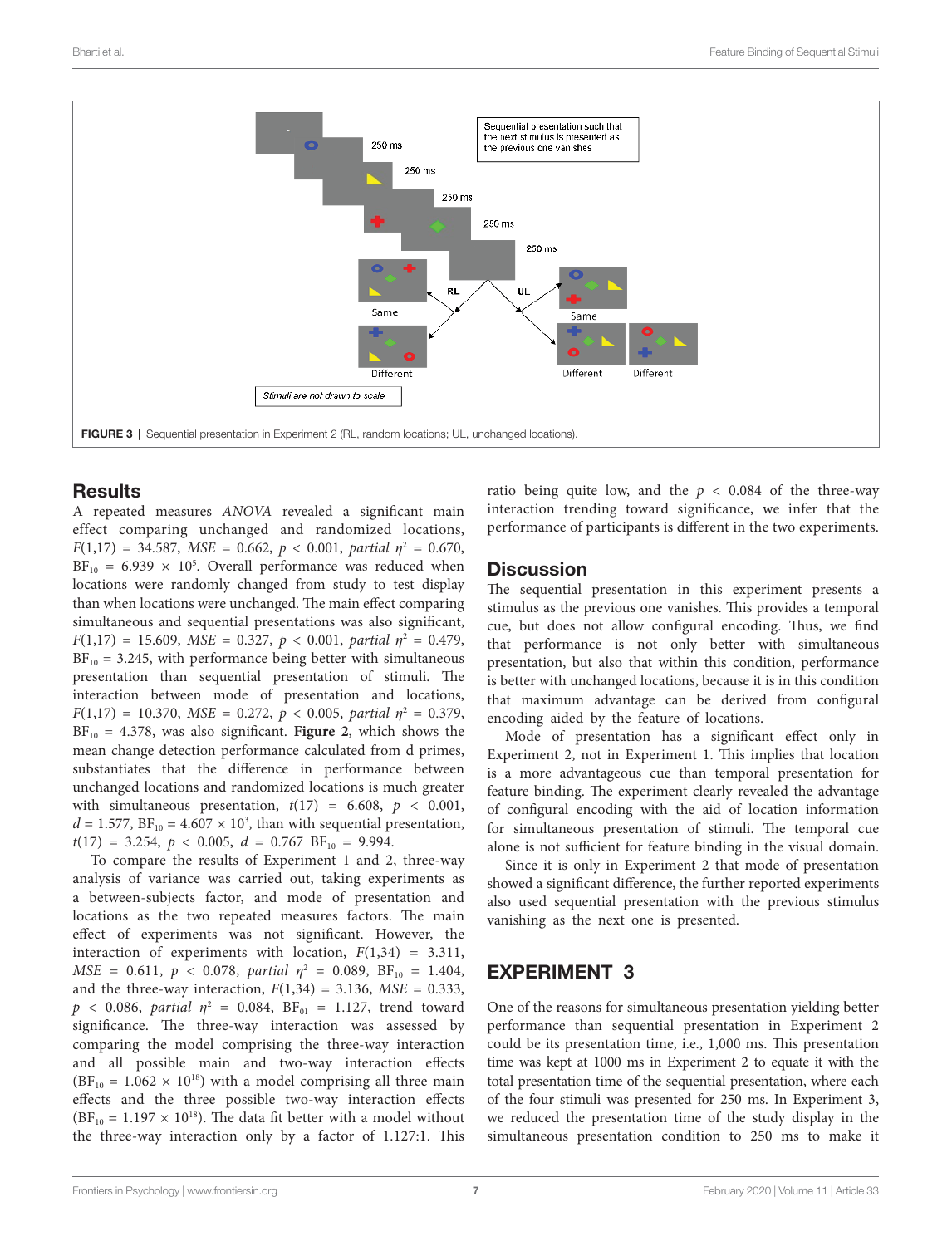FIGURE 3 | Sequential presentation in Experiment 2 (RL, random locations; UL, unchanged locations).

## Results

A repeated measures *ANOVA* revealed a significant main effect comparing unchanged and randomized locations, $F(1,17) = 34.587$, $MSE = 0.662$, $p < 0.001$, *partial* $\eta^2 = 0.670$, $BF_{10} = 6.939 \times 10^5$. Overall performance was reduced when locations were randomly changed from study to test display than when locations were unchanged. The main effect comparing simultaneous and sequential presentations was also significant, $F(1,17) = 15.609$, $MSE = 0.327$, $p < 0.001$, *partial* $\eta^2 = 0.479$, $BF_{10} = 3.245$, with performance being better with simultaneous presentation than sequential presentation of stimuli. The interaction between mode of presentation and locations, $F(1,17) = 10.370$, $MSE = 0.272$, $p < 0.005$, *partial* $\eta^2 = 0.379$, $BF_{10} = 4.378$, was also significant. **Figure 2**, which shows the mean change detection performance calculated from d primes, substantiates that the difference in performance between unchanged locations and randomized locations is much greater with simultaneous presentation, $t(17) = 6.608$, $p < 0.001$, $d = 1.577$, $BF_{10} = 4.607 \times 10^3$, than with sequential presentation, $t(17) = 3.254$, $p < 0.005$, $d = 0.767$ $BF_{10} = 9.994$.

To compare the results of Experiment 1 and 2, three-way analysis of variance was carried out, taking experiments as a between-subjects factor, and mode of presentation and locations as the two repeated measures factors. The main effect of experiments was not significant. However, the interaction of experiments with location, $F(1,34) = 3.311$, $MSE = 0.611$, $p < 0.078$, *partial* $\eta^2 = 0.089$, $BF_{10} = 1.404$, and the three-way interaction, $F(1,34) = 3.136$, $MSE = 0.333$, $p < 0.086$, *partial* $\eta^2 = 0.084$, $BF_{01} = 1.127$, trend toward significance. The three-way interaction was assessed by comparing the model comprising the three-way interaction and all possible main and two-way interaction effects ($BF_{10} = 1.062 \times 10^{18}$) with a model comprising all three main effects and the three possible two-way interaction effects ($BF_{10} = 1.197 \times 10^{18}$). The data fit better with a model without the three-way interaction only by a factor of 1.127:1. This ratio being quite low, and the $p < 0.084$ of the three-way interaction trending toward significance, we infer that the performance of participants is different in the two experiments.

## Discussion

The sequential presentation in this experiment presents a stimulus as the previous one vanishes. This provides a temporal cue, but does not allow configural encoding. Thus, we find that performance is not only better with simultaneous presentation, but also that within this condition, performance is better with unchanged locations, because it is in this condition that maximum advantage can be derived from configural encoding aided by the feature of locations.

Mode of presentation has a significant effect only in Experiment 2, not in Experiment 1. This implies that location is a more advantageous cue than temporal presentation for feature binding. The experiment clearly revealed the advantage of configural encoding with the aid of location information for simultaneous presentation of stimuli. The temporal cue alone is not sufficient for feature binding in the visual domain.

Since it is only in Experiment 2 that mode of presentation showed a significant difference, the further reported experiments also used sequential presentation with the previous stimulus vanishing as the next one is presented.

# EXPERIMENT 3

One of the reasons for simultaneous presentation yielding better performance than sequential presentation in Experiment 2 could be its presentation time, i.e., 1,000 ms. This presentation time was kept at 1000 ms in Experiment 2 to equate it with the total presentation time of the sequential presentation, where each of the four stimuli was presented for 250 ms. In Experiment 3, we reduced the presentation time of the study display in the simultaneous presentation condition to 250 ms to make it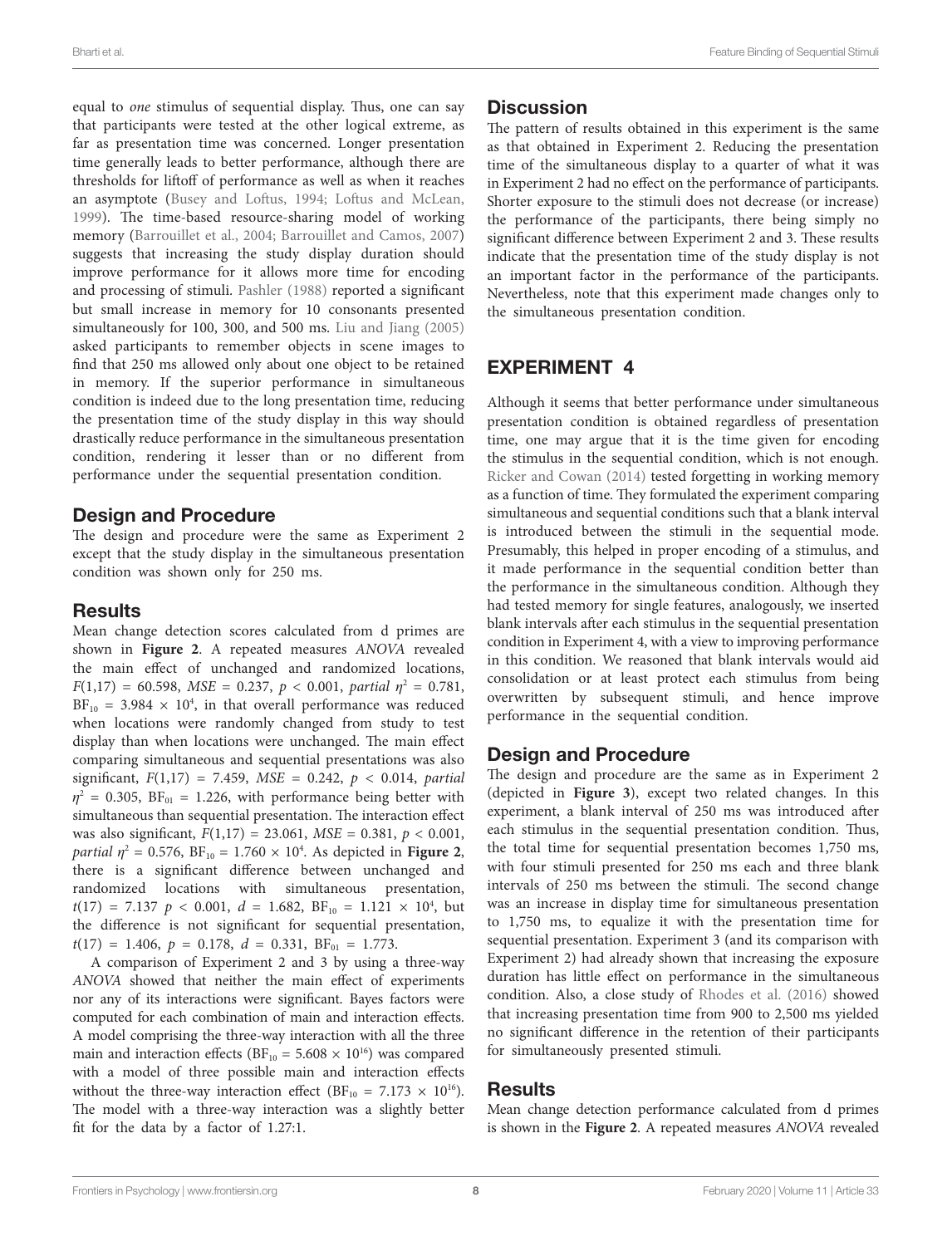equal to *one* stimulus of sequential display. Thus, one can say that participants were tested at the other logical extreme, as far as presentation time was concerned. Longer presentation time generally leads to better performance, although there are thresholds for liftoff of performance as well as when it reaches an asymptote (Busey and Loftus, 1994; Loftus and McLean, 1999). The time-based resource-sharing model of working memory (Barrouillet et al., 2004; Barrouillet and Camos, 2007) suggests that increasing the study display duration should improve performance for it allows more time for encoding and processing of stimuli. Pashler (1988) reported a significant but small increase in memory for 10 consonants presented simultaneously for 100, 300, and 500 ms. Liu and Jiang (2005) asked participants to remember objects in scene images to find that 250 ms allowed only about one object to be retained in memory. If the superior performance in simultaneous condition is indeed due to the long presentation time, reducing the presentation time of the study display in this way should drastically reduce performance in the simultaneous presentation condition, rendering it lesser than or no different from performance under the sequential presentation condition.

### Design and Procedure

The design and procedure were the same as Experiment 2 except that the study display in the simultaneous presentation condition was shown only for 250 ms.

### Results

Mean change detection scores calculated from d primes are shown in **Figure 2**. A repeated measures *ANOVA* revealed the main effect of unchanged and randomized locations, $F(1,17) = 60.598$, $MSE = 0.237$, $p < 0.001$, *partial* $\eta^2 = 0.781$, $BF_{10} = 3.984 \times 10^4$, in that overall performance was reduced when locations were randomly changed from study to test display than when locations were unchanged. The main effect comparing simultaneous and sequential presentations was also significant, $F(1,17) = 7.459$, $MSE = 0.242$, $p < 0.014$, *partial* $\eta^2 = 0.305$, $BF_{01} = 1.226$, with performance being better with simultaneous than sequential presentation. The interaction effect was also significant, $F(1,17) = 23.061$, $MSE = 0.381$, $p < 0.001$, *partial* $\eta^2 = 0.576$, $BF_{10} = 1.760 \times 10^4$. As depicted in **Figure 2**, there is a significant difference between unchanged and randomized locations with simultaneous presentation, $t(17) = 7.137$ $p < 0.001$, $d = 1.682$, $BF_{10} = 1.121 \times 10^4$, but the difference is not significant for sequential presentation, $t(17) = 1.406$, $p = 0.178$, $d = 0.331$, $BF_{01} = 1.773$.

A comparison of Experiment 2 and 3 by using a three-way *ANOVA* showed that neither the main effect of experiments nor any of its interactions were significant. Bayes factors were computed for each combination of main and interaction effects. A model comprising the three-way interaction with all the three main and interaction effects ($BF_{10} = 5.608 \times 10^{16}$) was compared with a model of three possible main and interaction effects without the three-way interaction effect ($BF_{10} = 7.173 \times 10^{16}$). The model with a three-way interaction was a slightly better fit for the data by a factor of 1.27:1.

### Discussion

The pattern of results obtained in this experiment is the same as that obtained in Experiment 2. Reducing the presentation time of the simultaneous display to a quarter of what it was in Experiment 2 had no effect on the performance of participants. Shorter exposure to the stimuli does not decrease (or increase) the performance of the participants, there being simply no significant difference between Experiment 2 and 3. These results indicate that the presentation time of the study display is not an important factor in the performance of the participants. Nevertheless, note that this experiment made changes only to the simultaneous presentation condition.

## EXPERIMENT 4

Although it seems that better performance under simultaneous presentation condition is obtained regardless of presentation time, one may argue that it is the time given for encoding the stimulus in the sequential condition, which is not enough. Ricker and Cowan (2014) tested forgetting in working memory as a function of time. They formulated the experiment comparing simultaneous and sequential conditions such that a blank interval is introduced between the stimuli in the sequential mode. Presumably, this helped in proper encoding of a stimulus, and it made performance in the sequential condition better than the performance in the simultaneous condition. Although they had tested memory for single features, analogously, we inserted blank intervals after each stimulus in the sequential presentation condition in Experiment 4, with a view to improving performance in this condition. We reasoned that blank intervals would aid consolidation or at least protect each stimulus from being overwritten by subsequent stimuli, and hence improve performance in the sequential condition.

### Design and Procedure

The design and procedure are the same as in Experiment 2 (depicted in **Figure 3**), except two related changes. In this experiment, a blank interval of 250 ms was introduced after each stimulus in the sequential presentation condition. Thus, the total time for sequential presentation becomes 1,750 ms, with four stimuli presented for 250 ms each and three blank intervals of 250 ms between the stimuli. The second change was an increase in display time for simultaneous presentation to 1,750 ms, to equalize it with the presentation time for sequential presentation. Experiment 3 (and its comparison with Experiment 2) had already shown that increasing the exposure duration has little effect on performance in the simultaneous condition. Also, a close study of Rhodes et al. (2016) showed that increasing presentation time from 900 to 2,500 ms yielded no significant difference in the retention of their participants for simultaneously presented stimuli.

### Results

Mean change detection performance calculated from d primes is shown in the **Figure 2**. A repeated measures *ANOVA* revealed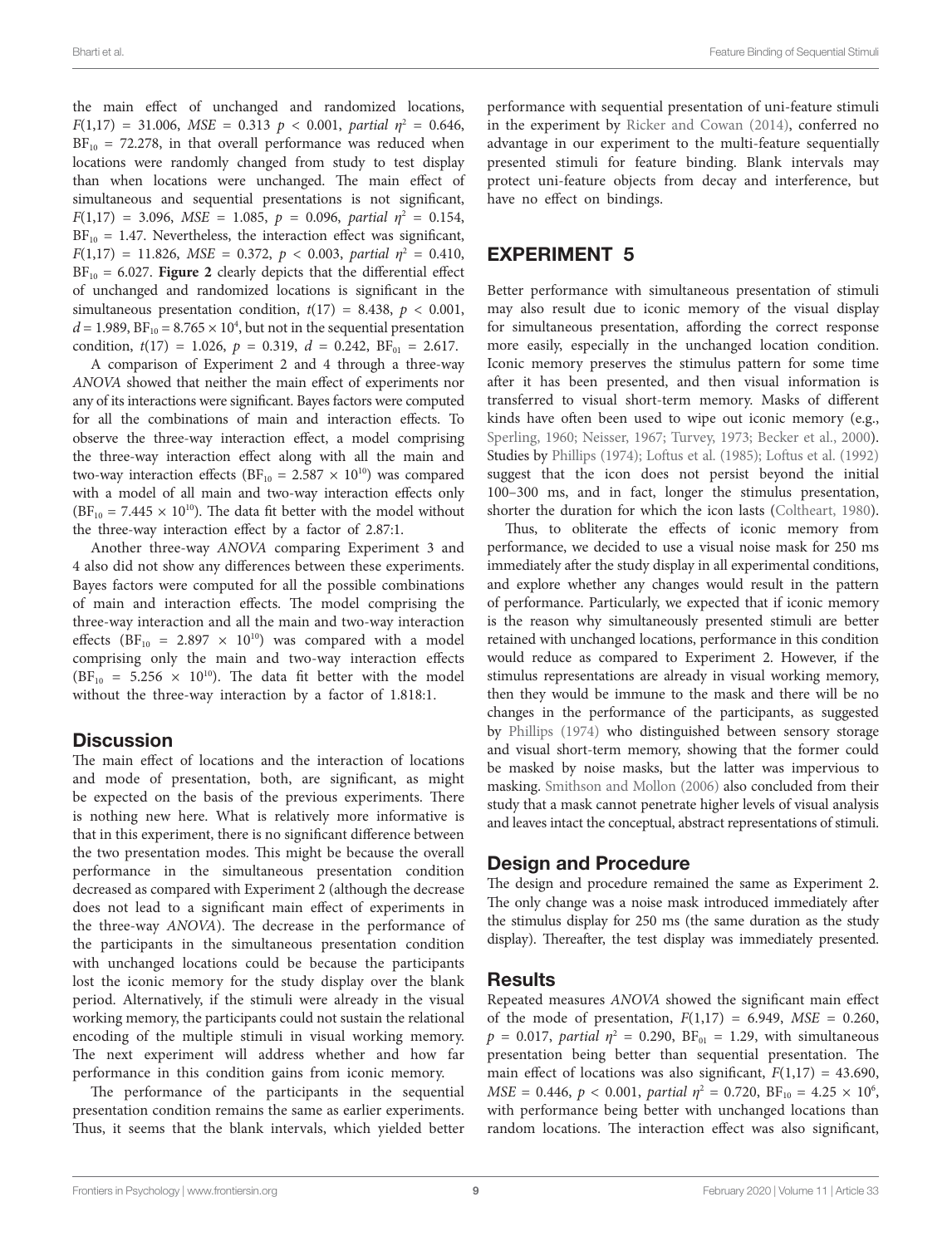the main effect of unchanged and randomized locations, $F(1,17) = 31.006$, $MSE = 0.313$ $p < 0.001$, *partial* $\eta^2 = 0.646$, $BF_{10} = 72.278$, in that overall performance was reduced when locations were randomly changed from study to test display than when locations were unchanged. The main effect of simultaneous and sequential presentations is not significant, $F(1,17) = 3.096$, $MSE = 1.085$, $p = 0.096$, *partial* $\eta^2 = 0.154$, $BF_{10} = 1.47$. Nevertheless, the interaction effect was significant, $F(1,17) = 11.826$, $MSE = 0.372$, $p < 0.003$, *partial* $\eta^2 = 0.410$, $BF_{10} = 6.027$. **Figure 2** clearly depicts that the differential effect of unchanged and randomized locations is significant in the simultaneous presentation condition, $t(17) = 8.438$, $p < 0.001$, $d = 1.989$, $BF_{10} = 8.765 \times 10^4$, but not in the sequential presentation condition, $t(17) = 1.026$, $p = 0.319$, $d = 0.242$, $BF_{01} = 2.617$.

A comparison of Experiment 2 and 4 through a three-way *ANOVA* showed that neither the main effect of experiments nor any of its interactions were significant. Bayes factors were computed for all the combinations of main and interaction effects. To observe the three-way interaction effect, a model comprising the three-way interaction effect along with all the main and two-way interaction effects ($BF_{10} = 2.587 \times 10^{10}$) was compared with a model of all main and two-way interaction effects only ($BF_{10} = 7.445 \times 10^{10}$). The data fit better with the model without the three-way interaction effect by a factor of 2.87:1.

Another three-way *ANOVA* comparing Experiment 3 and 4 also did not show any differences between these experiments. Bayes factors were computed for all the possible combinations of main and interaction effects. The model comprising the three-way interaction and all the main and two-way interaction effects ($BF_{10} = 2.897 \times 10^{10}$) was compared with a model comprising only the main and two-way interaction effects ($BF_{10} = 5.256 \times 10^{10}$). The data fit better with the model without the three-way interaction by a factor of 1.818:1.

## Discussion

The main effect of locations and the interaction of locations and mode of presentation, both, are significant, as might be expected on the basis of the previous experiments. There is nothing new here. What is relatively more informative is that in this experiment, there is no significant difference between the two presentation modes. This might be because the overall performance in the simultaneous presentation condition decreased as compared with Experiment 2 (although the decrease does not lead to a significant main effect of experiments in the three-way *ANOVA*). The decrease in the performance of the participants in the simultaneous presentation condition with unchanged locations could be because the participants lost the iconic memory for the study display over the blank period. Alternatively, if the stimuli were already in the visual working memory, the participants could not sustain the relational encoding of the multiple stimuli in visual working memory. The next experiment will address whether and how far performance in this condition gains from iconic memory.

The performance of the participants in the sequential presentation condition remains the same as earlier experiments. Thus, it seems that the blank intervals, which yielded better performance with sequential presentation of uni-feature stimuli in the experiment by Ricker and Cowan (2014), conferred no advantage in our experiment to the multi-feature sequentially presented stimuli for feature binding. Blank intervals may protect uni-feature objects from decay and interference, but have no effect on bindings.

# EXPERIMENT 5

Better performance with simultaneous presentation of stimuli may also result due to iconic memory of the visual display for simultaneous presentation, affording the correct response more easily, especially in the unchanged location condition. Iconic memory preserves the stimulus pattern for some time after it has been presented, and then visual information is transferred to visual short-term memory. Masks of different kinds have often been used to wipe out iconic memory (e.g., Sperling, 1960; Neisser, 1967; Turvey, 1973; Becker et al., 2000). Studies by Phillips (1974); Loftus et al. (1985); Loftus et al. (1992) suggest that the icon does not persist beyond the initial 100–300 ms, and in fact, longer the stimulus presentation, shorter the duration for which the icon lasts (Coltheart, 1980).

Thus, to obliterate the effects of iconic memory from performance, we decided to use a visual noise mask for 250 ms immediately after the study display in all experimental conditions, and explore whether any changes would result in the pattern of performance. Particularly, we expected that if iconic memory is the reason why simultaneously presented stimuli are better retained with unchanged locations, performance in this condition would reduce as compared to Experiment 2. However, if the stimulus representations are already in visual working memory, then they would be immune to the mask and there will be no changes in the performance of the participants, as suggested by Phillips (1974) who distinguished between sensory storage and visual short-term memory, showing that the former could be masked by noise masks, but the latter was impervious to masking. Smithson and Mollon (2006) also concluded from their study that a mask cannot penetrate higher levels of visual analysis and leaves intact the conceptual, abstract representations of stimuli.

## Design and Procedure

The design and procedure remained the same as Experiment 2. The only change was a noise mask introduced immediately after the stimulus display for 250 ms (the same duration as the study display). Thereafter, the test display was immediately presented.

## Results

Repeated measures *ANOVA* showed the significant main effect of the mode of presentation, $F(1,17) = 6.949$, $MSE = 0.260$, $p = 0.017$, *partial* $\eta^2 = 0.290$, $BF_{01} = 1.29$, with simultaneous presentation being better than sequential presentation. The main effect of locations was also significant, $F(1,17) = 43.690$, $MSE = 0.446$, $p < 0.001$, *partial* $\eta^2 = 0.720$, $BF_{10} = 4.25 \times 10^6$, with performance being better with unchanged locations than random locations. The interaction effect was also significant,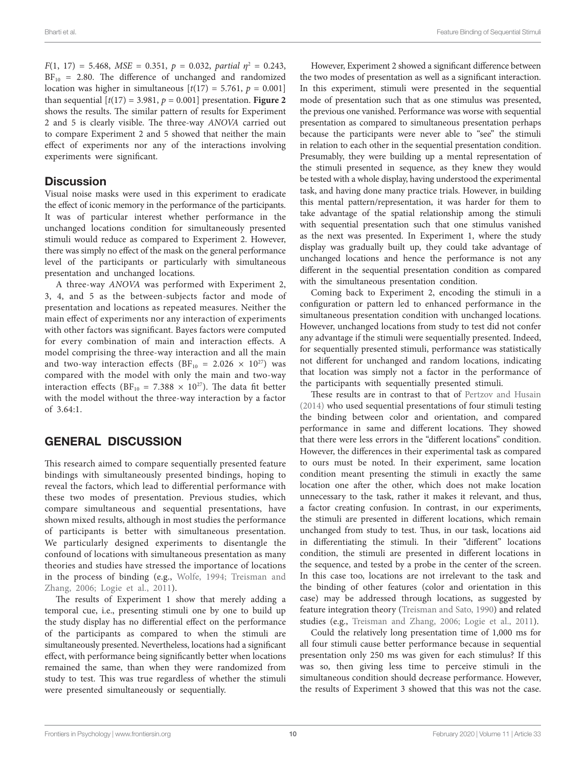$F(1, 17) = 5.468$, $MSE = 0.351$, $p = 0.032$, *partial* $\eta^2 = 0.243$, $BF_{10} = 2.80$. The difference of unchanged and randomized location was higher in simultaneous [$t(17) = 5.761$, $p = 0.001$] than sequential [$t(17) = 3.981$, $p = 0.001$] presentation. **Figure 2** shows the results. The similar pattern of results for Experiment 2 and 5 is clearly visible. The three-way *ANOVA* carried out to compare Experiment 2 and 5 showed that neither the main effect of experiments nor any of the interactions involving experiments were significant.

### Discussion

Visual noise masks were used in this experiment to eradicate the effect of iconic memory in the performance of the participants. It was of particular interest whether performance in the unchanged locations condition for simultaneously presented stimuli would reduce as compared to Experiment 2. However, there was simply no effect of the mask on the general performance level of the participants or particularly with simultaneous presentation and unchanged locations.

A three-way *ANOVA* was performed with Experiment 2, 3, 4, and 5 as the between-subjects factor and mode of presentation and locations as repeated measures. Neither the main effect of experiments nor any interaction of experiments with other factors was significant. Bayes factors were computed for every combination of main and interaction effects. A model comprising the three-way interaction and all the main and two-way interaction effects ($BF_{10} = 2.026 \times 10^{27}$) was compared with the model with only the main and two-way interaction effects ($BF_{10} = 7.388 \times 10^{27}$). The data fit better with the model without the three-way interaction by a factor of 3.64:1.

## GENERAL DISCUSSION

This research aimed to compare sequentially presented feature bindings with simultaneously presented bindings, hoping to reveal the factors, which lead to differential performance with these two modes of presentation. Previous studies, which compare simultaneous and sequential presentations, have shown mixed results, although in most studies the performance of participants is better with simultaneous presentation. We particularly designed experiments to disentangle the confound of locations with simultaneous presentation as many theories and studies have stressed the importance of locations in the process of binding (e.g., Wolfe, 1994; Treisman and Zhang, 2006; Logie et al., 2011).

The results of Experiment 1 show that merely adding a temporal cue, i.e., presenting stimuli one by one to build up the study display has no differential effect on the performance of the participants as compared to when the stimuli are simultaneously presented. Nevertheless, locations had a significant effect, with performance being significantly better when locations remained the same, than when they were randomized from study to test. This was true regardless of whether the stimuli were presented simultaneously or sequentially.

However, Experiment 2 showed a significant difference between the two modes of presentation as well as a significant interaction. In this experiment, stimuli were presented in the sequential mode of presentation such that as one stimulus was presented, the previous one vanished. Performance was worse with sequential presentation as compared to simultaneous presentation perhaps because the participants were never able to "see" the stimuli in relation to each other in the sequential presentation condition. Presumably, they were building up a mental representation of the stimuli presented in sequence, as they knew they would be tested with a whole display, having understood the experimental task, and having done many practice trials. However, in building this mental pattern/representation, it was harder for them to take advantage of the spatial relationship among the stimuli with sequential presentation such that one stimulus vanished as the next was presented. In Experiment 1, where the study display was gradually built up, they could take advantage of unchanged locations and hence the performance is not any different in the sequential presentation condition as compared with the simultaneous presentation condition.

Coming back to Experiment 2, encoding the stimuli in a configuration or pattern led to enhanced performance in the simultaneous presentation condition with unchanged locations. However, unchanged locations from study to test did not confer any advantage if the stimuli were sequentially presented. Indeed, for sequentially presented stimuli, performance was statistically not different for unchanged and random locations, indicating that location was simply not a factor in the performance of the participants with sequentially presented stimuli.

These results are in contrast to that of Pertzov and Husain (2014) who used sequential presentations of four stimuli testing the binding between color and orientation, and compared performance in same and different locations. They showed that there were less errors in the "different locations" condition. However, the differences in their experimental task as compared to ours must be noted. In their experiment, same location condition meant presenting the stimuli in exactly the same location one after the other, which does not make location unnecessary to the task, rather it makes it relevant, and thus, a factor creating confusion. In contrast, in our experiments, the stimuli are presented in different locations, which remain unchanged from study to test. Thus, in our task, locations aid in differentiating the stimuli. In their "different" locations condition, the stimuli are presented in different locations in the sequence, and tested by a probe in the center of the screen. In this case too, locations are not irrelevant to the task and the binding of other features (color and orientation in this case) may be addressed through locations, as suggested by feature integration theory (Treisman and Sato, 1990) and related studies (e.g., Treisman and Zhang, 2006; Logie et al., 2011).

Could the relatively long presentation time of 1,000 ms for all four stimuli cause better performance because in sequential presentation only 250 ms was given for each stimulus? If this was so, then giving less time to perceive stimuli in the simultaneous condition should decrease performance. However, the results of Experiment 3 showed that this was not the case.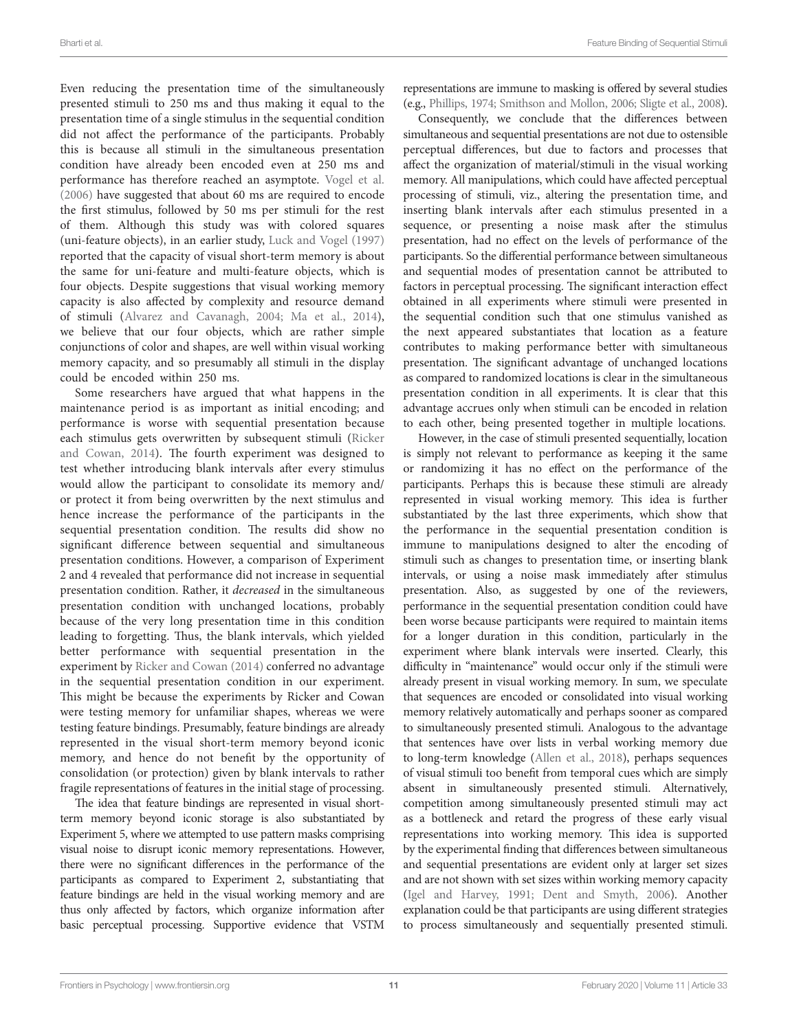Even reducing the presentation time of the simultaneously presented stimuli to 250 ms and thus making it equal to the presentation time of a single stimulus in the sequential condition did not affect the performance of the participants. Probably this is because all stimuli in the simultaneous presentation condition have already been encoded even at 250 ms and performance has therefore reached an asymptote. Vogel et al. (2006) have suggested that about 60 ms are required to encode the first stimulus, followed by 50 ms per stimuli for the rest of them. Although this study was with colored squares (uni-feature objects), in an earlier study, Luck and Vogel (1997) reported that the capacity of visual short-term memory is about the same for uni-feature and multi-feature objects, which is four objects. Despite suggestions that visual working memory capacity is also affected by complexity and resource demand of stimuli (Alvarez and Cavanagh, 2004; Ma et al., 2014), we believe that our four objects, which are rather simple conjunctions of color and shapes, are well within visual working memory capacity, and so presumably all stimuli in the display could be encoded within 250 ms.

Some researchers have argued that what happens in the maintenance period is as important as initial encoding; and performance is worse with sequential presentation because each stimulus gets overwritten by subsequent stimuli (Ricker and Cowan, 2014). The fourth experiment was designed to test whether introducing blank intervals after every stimulus would allow the participant to consolidate its memory and/or protect it from being overwritten by the next stimulus and hence increase the performance of the participants in the sequential presentation condition. The results did show no significant difference between sequential and simultaneous presentation conditions. However, a comparison of Experiment 2 and 4 revealed that performance did not increase in sequential presentation condition. Rather, it *decreased* in the simultaneous presentation condition with unchanged locations, probably because of the very long presentation time in this condition leading to forgetting. Thus, the blank intervals, which yielded better performance with sequential presentation in the experiment by Ricker and Cowan (2014) conferred no advantage in the sequential presentation condition in our experiment. This might be because the experiments by Ricker and Cowan were testing memory for unfamiliar shapes, whereas we were testing feature bindings. Presumably, feature bindings are already represented in the visual short-term memory beyond iconic memory, and hence do not benefit by the opportunity of consolidation (or protection) given by blank intervals to rather fragile representations of features in the initial stage of processing.

The idea that feature bindings are represented in visual short-term memory beyond iconic storage is also substantiated by Experiment 5, where we attempted to use pattern masks comprising visual noise to disrupt iconic memory representations. However, there were no significant differences in the performance of the participants as compared to Experiment 2, substantiating that feature bindings are held in the visual working memory and are thus only affected by factors, which organize information after basic perceptual processing. Supportive evidence that VSTM representations are immune to masking is offered by several studies (e.g., Phillips, 1974; Smithson and Mollon, 2006; Sligte et al., 2008).

Consequently, we conclude that the differences between simultaneous and sequential presentations are not due to ostensible perceptual differences, but due to factors and processes that affect the organization of material/stimuli in the visual working memory. All manipulations, which could have affected perceptual processing of stimuli, viz., altering the presentation time, and inserting blank intervals after each stimulus presented in a sequence, or presenting a noise mask after the stimulus presentation, had no effect on the levels of performance of the participants. So the differential performance between simultaneous and sequential modes of presentation cannot be attributed to factors in perceptual processing. The significant interaction effect obtained in all experiments where stimuli were presented in the sequential condition such that one stimulus vanished as the next appeared substantiates that location as a feature contributes to making performance better with simultaneous presentation. The significant advantage of unchanged locations as compared to randomized locations is clear in the simultaneous presentation condition in all experiments. It is clear that this advantage accrues only when stimuli can be encoded in relation to each other, being presented together in multiple locations.

However, in the case of stimuli presented sequentially, location is simply not relevant to performance as keeping it the same or randomizing it has no effect on the performance of the participants. Perhaps this is because these stimuli are already represented in visual working memory. This idea is further substantiated by the last three experiments, which show that the performance in the sequential presentation condition is immune to manipulations designed to alter the encoding of stimuli such as changes to presentation time, or inserting blank intervals, or using a noise mask immediately after stimulus presentation. Also, as suggested by one of the reviewers, performance in the sequential presentation condition could have been worse because participants were required to maintain items for a longer duration in this condition, particularly in the experiment where blank intervals were inserted. Clearly, this difficulty in "maintenance" would occur only if the stimuli were already present in visual working memory. In sum, we speculate that sequences are encoded or consolidated into visual working memory relatively automatically and perhaps sooner as compared to simultaneously presented stimuli. Analogous to the advantage that sentences have over lists in verbal working memory due to long-term knowledge (Allen et al., 2018), perhaps sequences of visual stimuli too benefit from temporal cues which are simply absent in simultaneously presented stimuli. Alternatively, competition among simultaneously presented stimuli may act as a bottleneck and retard the progress of these early visual representations into working memory. This idea is supported by the experimental finding that differences between simultaneous and sequential presentations are evident only at larger set sizes and are not shown with set sizes within working memory capacity (Igel and Harvey, 1991; Dent and Smyth, 2006). Another explanation could be that participants are using different strategies to process simultaneously and sequentially presented stimuli.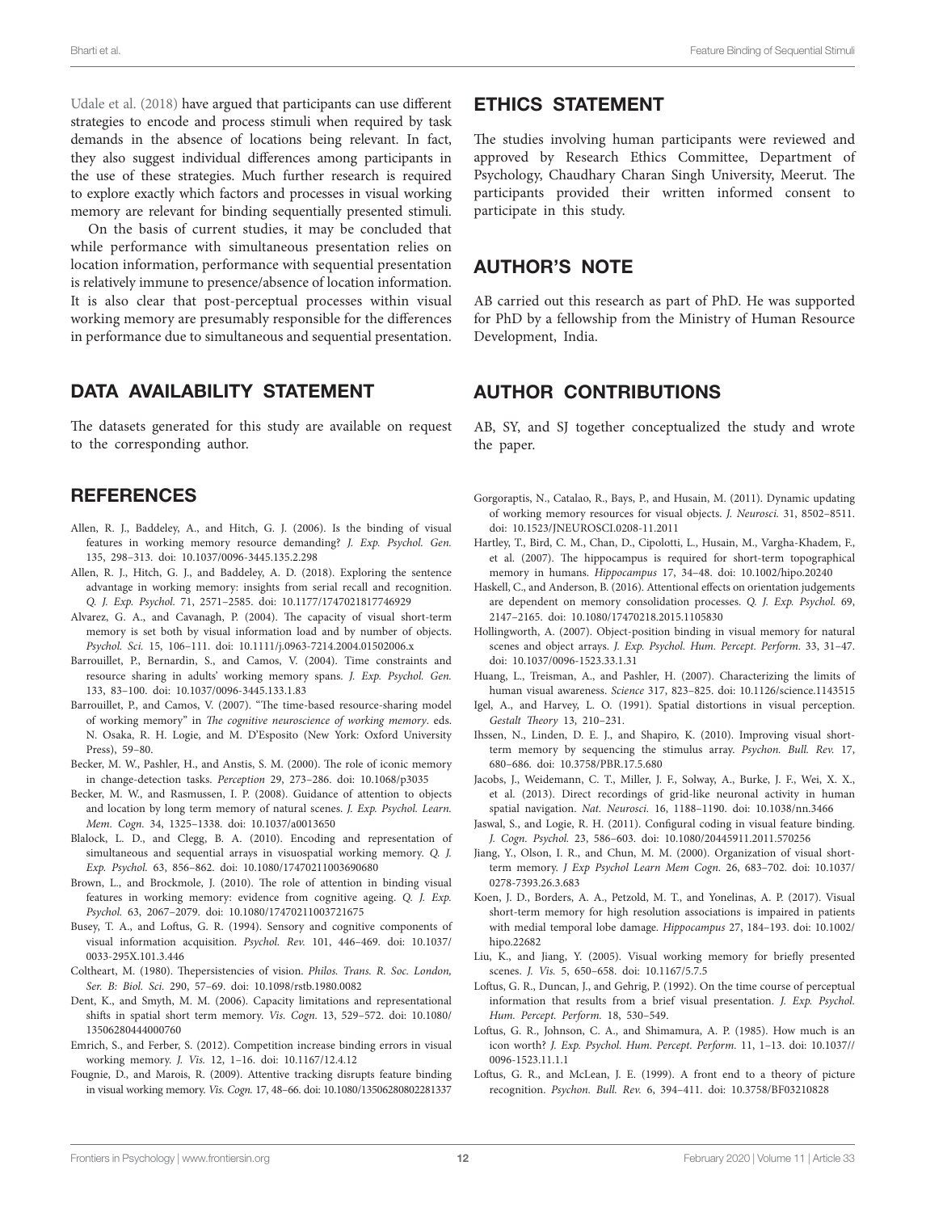Udale et al. (2018) have argued that participants can use different strategies to encode and process stimuli when required by task demands in the absence of locations being relevant. In fact, they also suggest individual differences among participants in the use of these strategies. Much further research is required to explore exactly which factors and processes in visual working memory are relevant for binding sequentially presented stimuli.

On the basis of current studies, it may be concluded that while performance with simultaneous presentation relies on location information, performance with sequential presentation is relatively immune to presence/absence of location information. It is also clear that post-perceptual processes within visual working memory are presumably responsible for the differences in performance due to simultaneous and sequential presentation.

## DATA AVAILABILITY STATEMENT

The datasets generated for this study are available on request to the corresponding author.

## ETHICS STATEMENT

The studies involving human participants were reviewed and approved by Research Ethics Committee, Department of Psychology, Chaudhary Charan Singh University, Meerut. The participants provided their written informed consent to participate in this study.

## AUTHOR'S NOTE

AB carried out this research as part of PhD. He was supported for PhD by a fellowship from the Ministry of Human Resource Development, India.

## AUTHOR CONTRIBUTIONS

AB, SY, and SJ together conceptualized the study and wrote the paper.

## REFERENCES

Allen, R. J., Baddeley, A., and Hitch, G. J. (2006). Is the binding of visual features in working memory resource demanding? *J. Exp. Psychol. Gen.* 135, 298–313. doi: 10.1037/0096-3445.135.2.298

Allen, R. J., Hitch, G. J., and Baddeley, A. D. (2018). Exploring the sentence advantage in working memory: insights from serial recall and recognition. *Q. J. Exp. Psychol.* 71, 2571–2585. doi: 10.1177/1747021817746929

Alvarez, G. A., and Cavanagh, P. (2004). The capacity of visual short-term memory is set both by visual information load and by number of objects. *Psychol. Sci.* 15, 106–111. doi: 10.1111/j.0963-7214.2004.01502006.x

Barrouillet, P., Bernardin, S., and Camos, V. (2004). Time constraints and resource sharing in adults' working memory spans. *J. Exp. Psychol. Gen.* 133, 83–100. doi: 10.1037/0096-3445.133.1.83

Barrouillet, P., and Camos, V. (2007). "The time-based resource-sharing model of working memory" in *The cognitive neuroscience of working memory*. eds. N. Osaka, R. H. Logie, and M. D'Esposito (New York: Oxford University Press), 59–80.

Becker, M. W., Pashler, H., and Anstis, S. M. (2000). The role of iconic memory in change-detection tasks. *Perception* 29, 273–286. doi: 10.1068/p3035

Becker, M. W., and Rasmussen, I. P. (2008). Guidance of attention to objects and location by long term memory of natural scenes. *J. Exp. Psychol. Learn. Mem. Cogn.* 34, 1325–1338. doi: 10.1037/a0013650

Blalock, L. D., and Clegg, B. A. (2010). Encoding and representation of simultaneous and sequential arrays in visuospatial working memory. *Q. J. Exp. Psychol.* 63, 856–862. doi: 10.1080/17470211003690680

Brown, L., and Brockmole, J. (2010). The role of attention in binding visual features in working memory: evidence from cognitive ageing. *Q. J. Exp. Psychol.* 63, 2067–2079. doi: 10.1080/17470211003721675

Busey, T. A., and Loftus, G. R. (1994). Sensory and cognitive components of visual information acquisition. *Psychol. Rev.* 101, 446–469. doi: 10.1037/0033-295X.101.3.446

Coltheart, M. (1980). Thepersistencies of vision. *Philos. Trans. R. Soc. London, Ser. B: Biol. Sci.* 290, 57–69. doi: 10.1098/rstb.1980.0082

Dent, K., and Smyth, M. M. (2006). Capacity limitations and representational shifts in spatial short term memory. *Vis. Cogn.* 13, 529–572. doi: 10.1080/13506280444000760

Emrich, S., and Ferber, S. (2012). Competition increase binding errors in visual working memory. *J. Vis.* 12, 1–16. doi: 10.1167/12.4.12

Fougnie, D., and Marois, R. (2009). Attentive tracking disrupts feature binding in visual working memory. *Vis. Cogn.* 17, 48–66. doi: 10.1080/13506280802281337

Gorgoraptis, N., Catalao, R., Bays, P., and Husain, M. (2011). Dynamic updating of working memory resources for visual objects. *J. Neurosci.* 31, 8502–8511. doi: 10.1523/JNEUROSCI.0208-11.2011

Hartley, T., Bird, C. M., Chan, D., Cipolotti, L., Husain, M., Vargha-Khadem, F., et al. (2007). The hippocampus is required for short-term topographical memory in humans. *Hippocampus* 17, 34–48. doi: 10.1002/hipo.20240

Haskell, C., and Anderson, B. (2016). Attentional effects on orientation judgements are dependent on memory consolidation processes. *Q. J. Exp. Psychol.* 69, 2147–2165. doi: 10.1080/17470218.2015.1105830

Hollingworth, A. (2007). Object-position binding in visual memory for natural scenes and object arrays. *J. Exp. Psychol. Hum. Percept. Perform.* 33, 31–47. doi: 10.1037/0096-1523.33.1.31

Huang, L., Treisman, A., and Pashler, H. (2007). Characterizing the limits of human visual awareness. *Science* 317, 823–825. doi: 10.1126/science.1143515

Igel, A., and Harvey, L. O. (1991). Spatial distortions in visual perception. *Gestalt Theory* 13, 210–231.

Ihssen, N., Linden, D. E. J., and Shapiro, K. (2010). Improving visual short-term memory by sequencing the stimulus array. *Psychon. Bull. Rev.* 17, 680–686. doi: 10.3758/PBR.17.5.680

Jacobs, J., Weidemann, C. T., Miller, J. F., Solway, A., Burke, J. F., Wei, X. X., et al. (2013). Direct recordings of grid-like neuronal activity in human spatial navigation. *Nat. Neurosci.* 16, 1188–1190. doi: 10.1038/nn.3466

Jaswal, S., and Logie, R. H. (2011). Configural coding in visual feature binding. *J. Cogn. Psychol.* 23, 586–603. doi: 10.1080/20445911.2011.570256

Jiang, Y., Olson, I. R., and Chun, M. M. (2000). Organization of visual short-term memory. *J Exp Psychol Learn Mem Cogn.* 26, 683–702. doi: 10.1037/0278-7393.26.3.683

Koen, J. D., Borders, A. A., Petzold, M. T., and Yonelinas, A. P. (2017). Visual short-term memory for high resolution associations is impaired in patients with medial temporal lobe damage. *Hippocampus* 27, 184–193. doi: 10.1002/hipo.22682

Liu, K., and Jiang, Y. (2005). Visual working memory for briefly presented scenes. *J. Vis.* 5, 650–658. doi: 10.1167/5.7.5

Loftus, G. R., Duncan, J., and Gehrig, P. (1992). On the time course of perceptual information that results from a brief visual presentation. *J. Exp. Psychol. Hum. Percept. Perform.* 18, 530–549.

Loftus, G. R., Johnson, C. A., and Shimamura, A. P. (1985). How much is an icon worth? *J. Exp. Psychol. Hum. Percept. Perform.* 11, 1–13. doi: 10.1037//0096-1523.11.1.1

Loftus, G. R., and McLean, J. E. (1999). A front end to a theory of picture recognition. *Psychon. Bull. Rev.* 6, 394–411. doi: 10.3758/BF03210828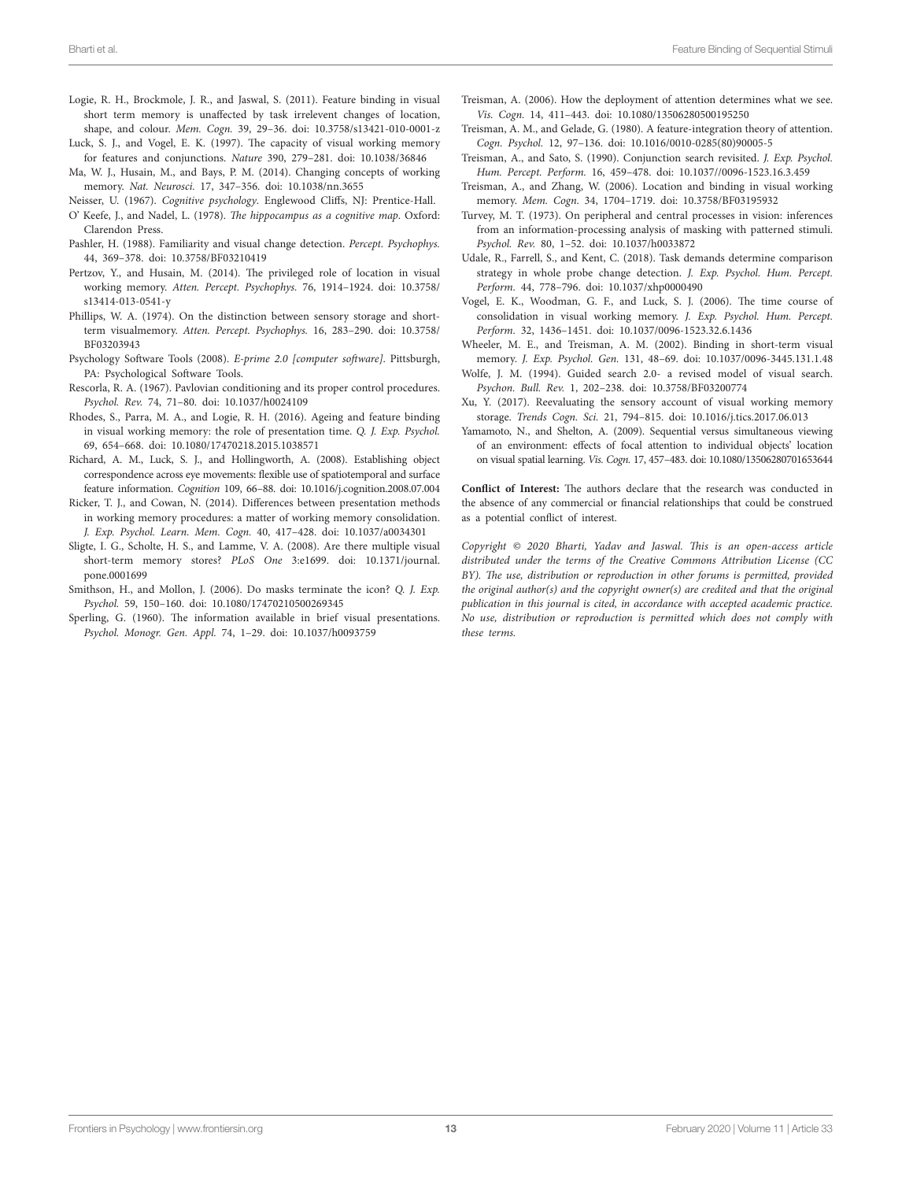Logie, R. H., Brockmole, J. R., and Jaswal, S. (2011). Feature binding in visual short term memory is unaffected by task irrelevent changes of location, shape, and colour. *Mem. Cogn.* 39, 29–36. doi: 10.3758/s13421-010-0001-z

Luck, S. J., and Vogel, E. K. (1997). The capacity of visual working memory for features and conjunctions. *Nature* 390, 279–281. doi: 10.1038/36846

Ma, W. J., Husain, M., and Bays, P. M. (2014). Changing concepts of working memory. *Nat. Neurosci.* 17, 347–356. doi: 10.1038/nn.3655

Neisser, U. (1967). *Cognitive psychology*. Englewood Cliffs, NJ: Prentice-Hall.

O' Keefe, J., and Nadel, L. (1978). *The hippocampus as a cognitive map*. Oxford: Clarendon Press.

Pashler, H. (1988). Familiarity and visual change detection. *Percept. Psychophys.* 44, 369–378. doi: 10.3758/BF03210419

Pertzov, Y., and Husain, M. (2014). The privileged role of location in visual working memory. *Atten. Percept. Psychophys.* 76, 1914–1924. doi: 10.3758/s13414-013-0541-y

Phillips, W. A. (1974). On the distinction between sensory storage and short-term visualmemory. *Atten. Percept. Psychophys.* 16, 283–290. doi: 10.3758/BF03203943

Psychology Software Tools (2008). *E-prime 2.0 [computer software]*. Pittsburgh, PA: Psychological Software Tools.

Rescorla, R. A. (1967). Pavlovian conditioning and its proper control procedures. *Psychol. Rev.* 74, 71–80. doi: 10.1037/h0024109

Rhodes, S., Parra, M. A., and Logie, R. H. (2016). Ageing and feature binding in visual working memory: the role of presentation time. *Q. J. Exp. Psychol.* 69, 654–668. doi: 10.1080/17470218.2015.1038571

Richard, A. M., Luck, S. J., and Hollingworth, A. (2008). Establishing object correspondence across eye movements: flexible use of spatiotemporal and surface feature information. *Cognition* 109, 66–88. doi: 10.1016/j.cognition.2008.07.004

Ricker, T. J., and Cowan, N. (2014). Differences between presentation methods in working memory procedures: a matter of working memory consolidation. *J. Exp. Psychol. Learn. Mem. Cogn.* 40, 417–428. doi: 10.1037/a0034301

Sligte, I. G., Scholte, H. S., and Lamme, V. A. (2008). Are there multiple visual short-term memory stores? *PLoS One* 3:e1699. doi: 10.1371/journal.pone.0001699

Smithson, H., and Mollon, J. (2006). Do masks terminate the icon? *Q. J. Exp. Psychol.* 59, 150–160. doi: 10.1080/17470210500269345

Sperling, G. (1960). The information available in brief visual presentations. *Psychol. Monogr. Gen. Appl.* 74, 1–29. doi: 10.1037/h0093759

Treisman, A. (2006). How the deployment of attention determines what we see. *Vis. Cogn.* 14, 411–443. doi: 10.1080/13506280500195250

Treisman, A. M., and Gelade, G. (1980). A feature-integration theory of attention. *Cogn. Psychol.* 12, 97–136. doi: 10.1016/0010-0285(80)90005-5

Treisman, A., and Sato, S. (1990). Conjunction search revisited. *J. Exp. Psychol. Hum. Percept. Perform.* 16, 459–478. doi: 10.1037//0096-1523.16.3.459

Treisman, A., and Zhang, W. (2006). Location and binding in visual working memory. *Mem. Cogn.* 34, 1704–1719. doi: 10.3758/BF03195932

Turvey, M. T. (1973). On peripheral and central processes in vision: inferences from an information-processing analysis of masking with patterned stimuli. *Psychol. Rev.* 80, 1–52. doi: 10.1037/h0033872

Udale, R., Farrell, S., and Kent, C. (2018). Task demands determine comparison strategy in whole probe change detection. *J. Exp. Psychol. Hum. Percept. Perform.* 44, 778–796. doi: 10.1037/xhp0000490

Vogel, E. K., Woodman, G. F., and Luck, S. J. (2006). The time course of consolidation in visual working memory. *J. Exp. Psychol. Hum. Percept. Perform.* 32, 1436–1451. doi: 10.1037/0096-1523.32.6.1436

Wheeler, M. E., and Treisman, A. M. (2002). Binding in short-term visual memory. *J. Exp. Psychol. Gen.* 131, 48–69. doi: 10.1037/0096-3445.131.1.48

Wolfe, J. M. (1994). Guided search 2.0- a revised model of visual search. *Psychon. Bull. Rev.* 1, 202–238. doi: 10.3758/BF03200774

Xu, Y. (2017). Reevaluating the sensory account of visual working memory storage. *Trends Cogn. Sci.* 21, 794–815. doi: 10.1016/j.tics.2017.06.013

Yamamoto, N., and Shelton, A. (2009). Sequential versus simultaneous viewing of an environment: effects of focal attention to individual objects' location on visual spatial learning. *Vis. Cogn.* 17, 457–483. doi: 10.1080/13506280701653644

**Conflict of Interest:** The authors declare that the research was conducted in the absence of any commercial or financial relationships that could be construed as a potential conflict of interest.

*Copyright © 2020 Bharti, Yadav and Jaswal. This is an open-access article distributed under the terms of the Creative Commons Attribution License (CC BY). The use, distribution or reproduction in other forums is permitted, provided the original author(s) and the copyright owner(s) are credited and that the original publication in this journal is cited, in accordance with accepted academic practice. No use, distribution or reproduction is permitted which does not comply with these terms.*